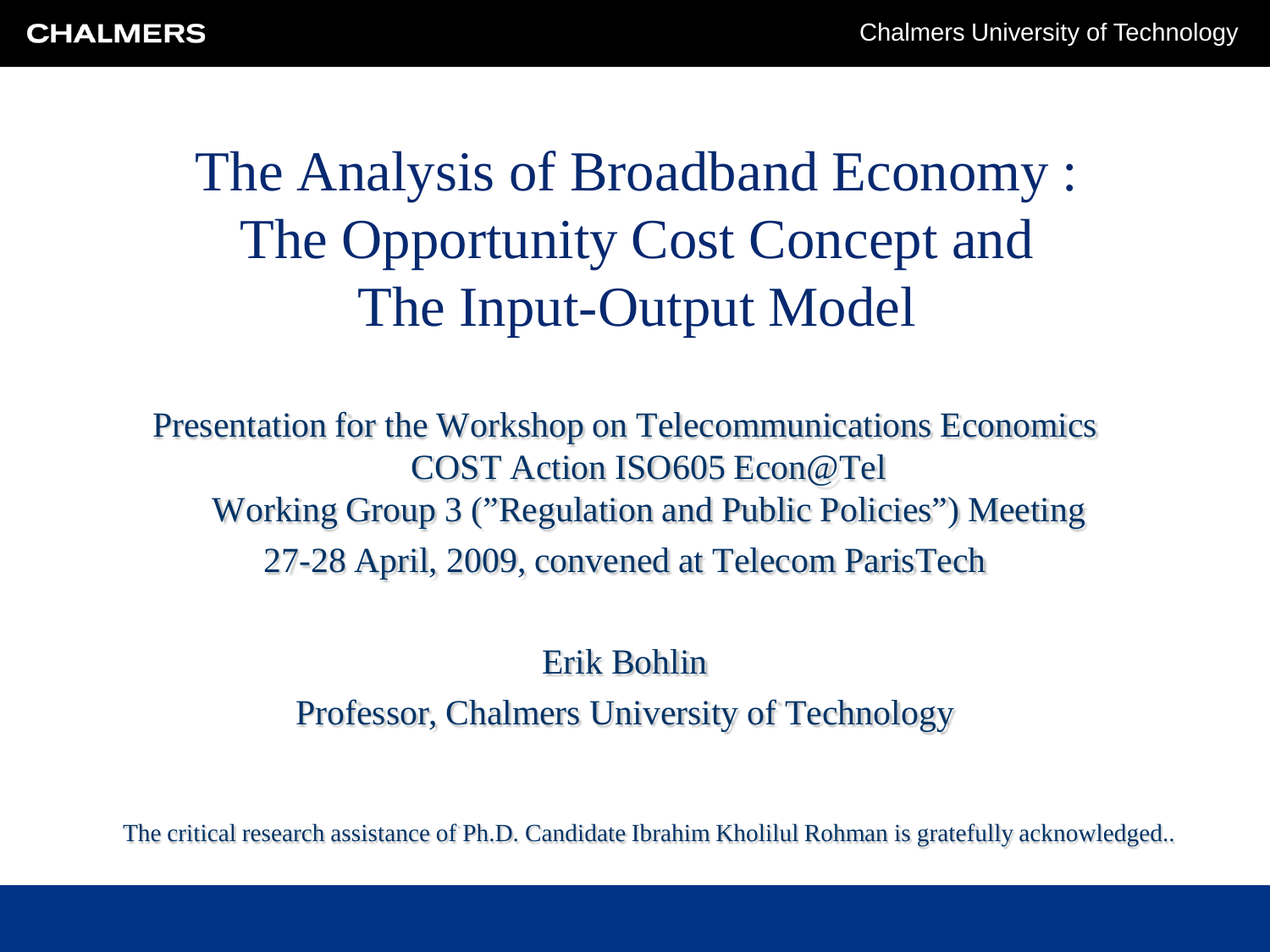# The Analysis of Broadband Economy : The Opportunity Cost Concept and The Input-Output Model

Presentation for the Workshop on Telecommunications Economics
COST Action ISO605 Econ@Tel
Working Group 3 (”Regulation and Public Policies”) Meeting
27-28 April, 2009, convened at Telecom ParisTech

Erik Bohlin
Professor, Chalmers University of Technology

The critical research assistance of Ph.D. Candidate Ibrahim Kholilul Rohman is gratefully acknowledged..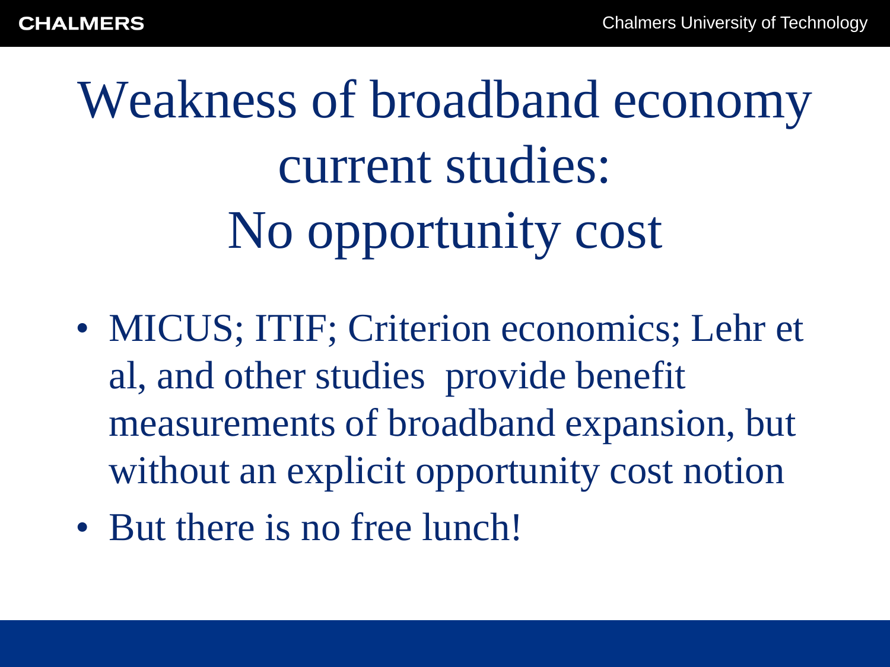# Weakness of broadband economy current studies: No opportunity cost

- MICUS; ITIF; Criterion economics; Lehr et al, and other studies provide benefit measurements of broadband expansion, but without an explicit opportunity cost notion
- But there is no free lunch!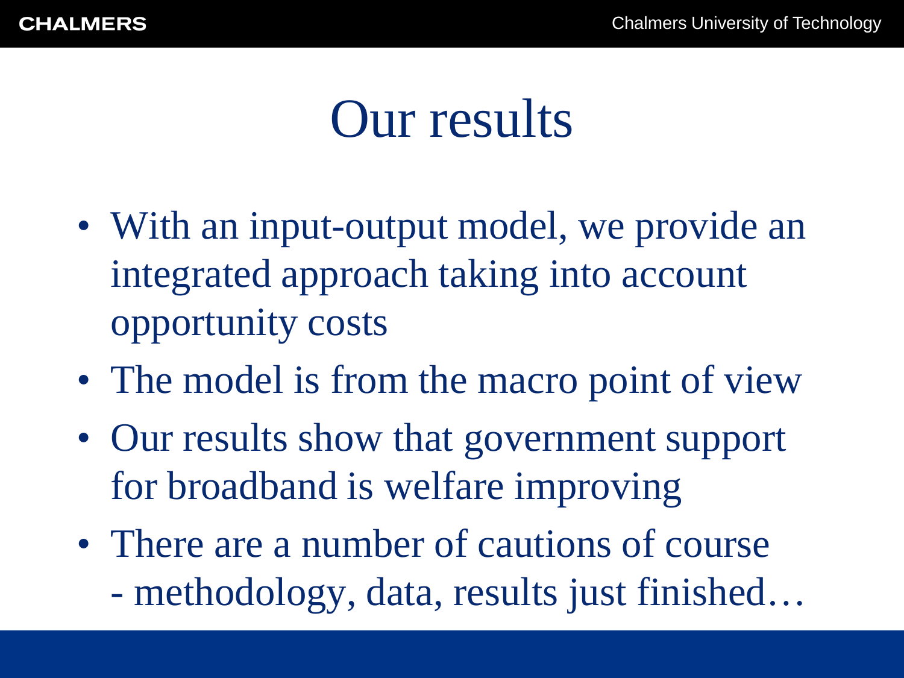# Our results

- With an input-output model, we provide an integrated approach taking into account opportunity costs
- The model is from the macro point of view
- Our results show that government support for broadband is welfare improving
- There are a number of cautions of course
  - methodology, data, results just finished…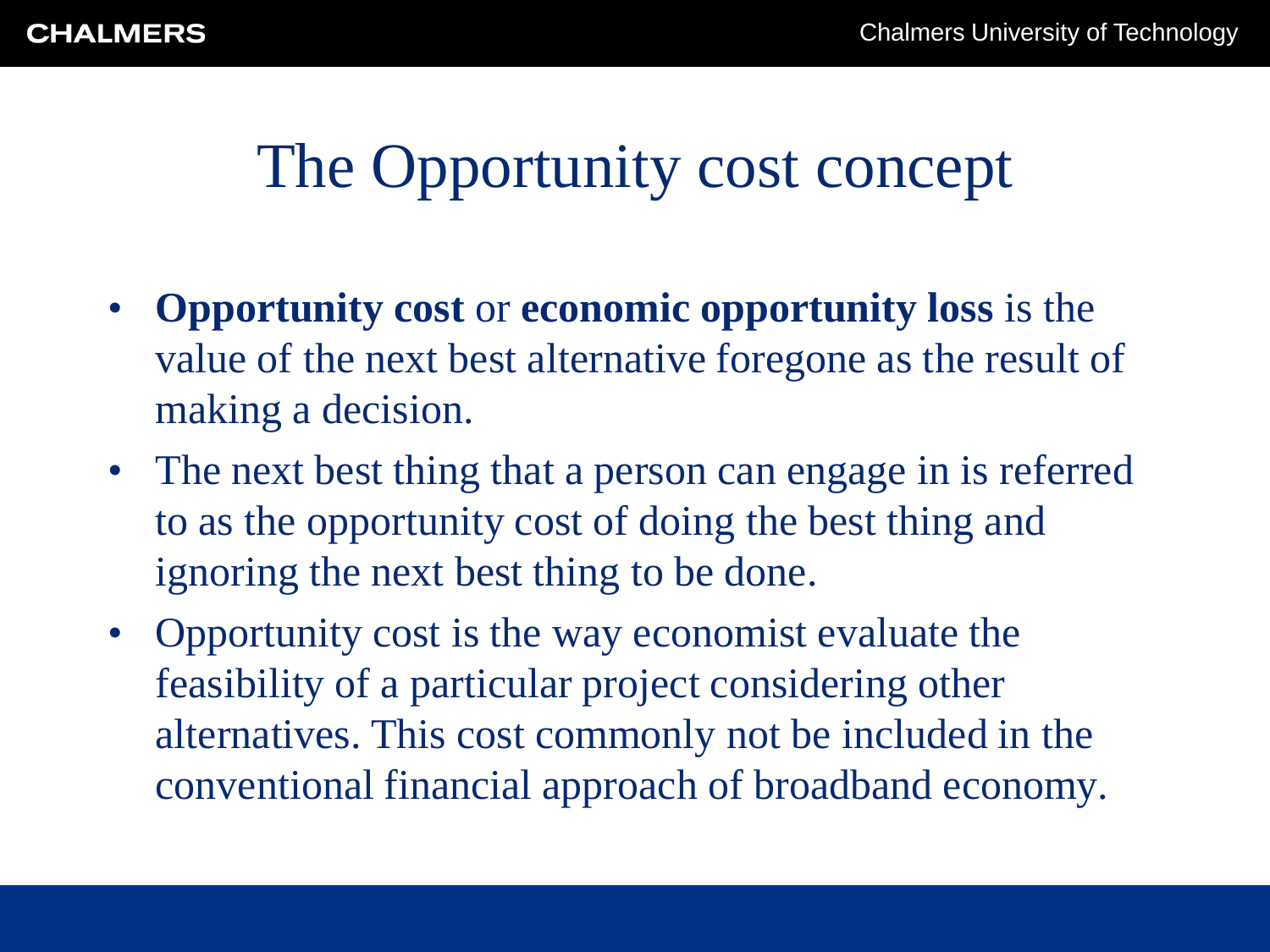# The Opportunity cost concept

- **Opportunity cost** or **economic opportunity loss** is the value of the next best alternative foregone as the result of making a decision.
- The next best thing that a person can engage in is referred to as the opportunity cost of doing the best thing and ignoring the next best thing to be done.
- Opportunity cost is the way economist evaluate the feasibility of a particular project considering other alternatives. This cost commonly not be included in the conventional financial approach of broadband economy.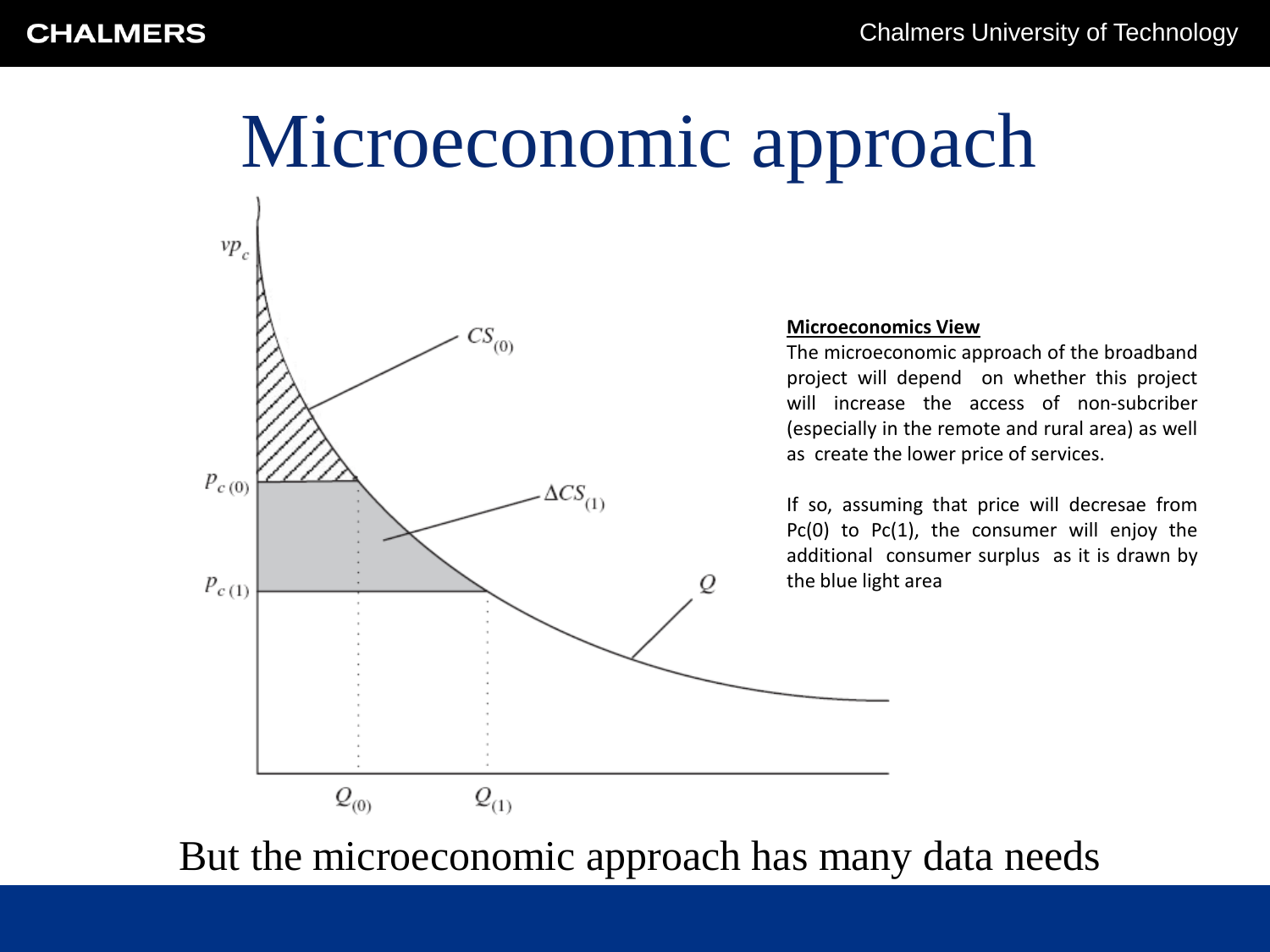# Microeconomic approach

$vp_c$

$CS_{(0)}$

$p_{c(0)}$

$\Delta CS_{(1)}$

$p_{c(1)}$

$Q$

$Q_{(0)}$ $Q_{(1)}$

**Microeconomics View**

The microeconomic approach of the broadband project will depend on whether this project will increase the access of non-subcriber (especially in the remote and rural area) as well as create the lower price of services.

If so, assuming that price will decresae from Pc(0) to Pc(1), the consumer will enjoy the additional consumer surplus as it is drawn by the blue light area

But the microeconomic approach has many data needs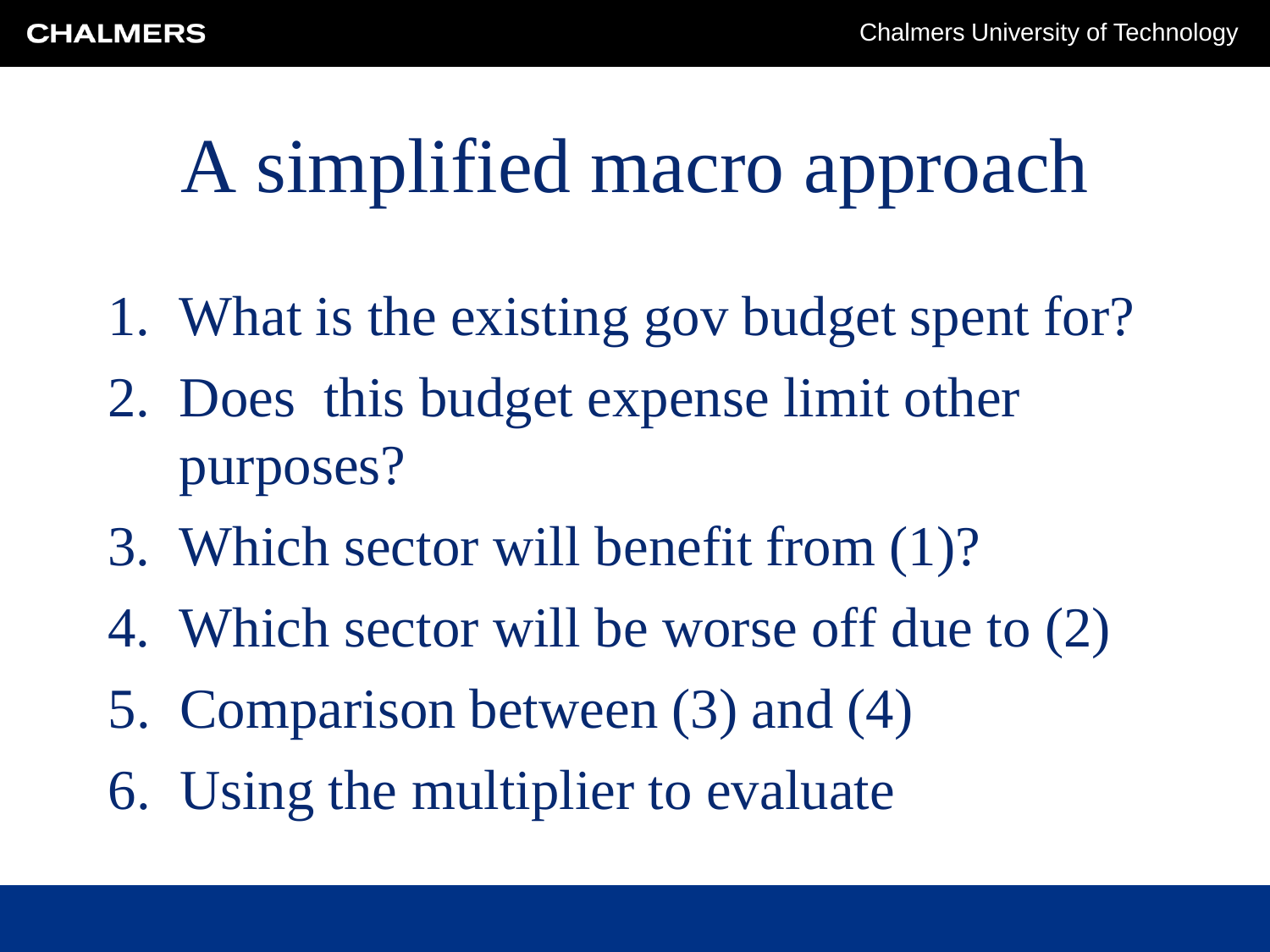# A simplified macro approach

1. What is the existing gov budget spent for?
2. Does  this budget expense limit other purposes?
3. Which sector will benefit from (1)?
4. Which sector will be worse off due to (2)
5. Comparison between (3) and (4)
6. Using the multiplier to evaluate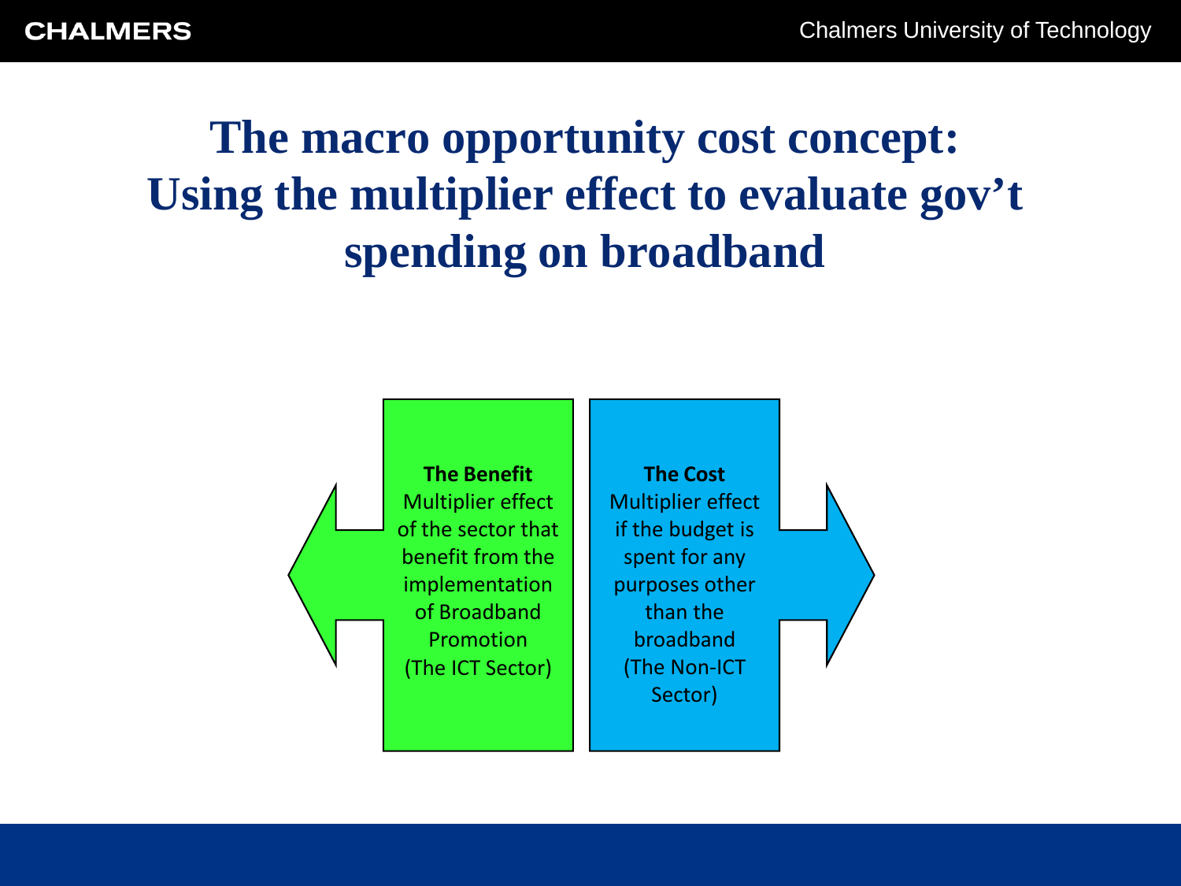# The macro opportunity cost concept: Using the multiplier effect to evaluate gov't spending on broadband

**The Benefit**
Multiplier effect of the sector that benefit from the implementation of Broadband Promotion
(The ICT Sector)

**The Cost**
Multiplier effect if the budget is spent for any purposes other than the broadband
(The Non-ICT Sector)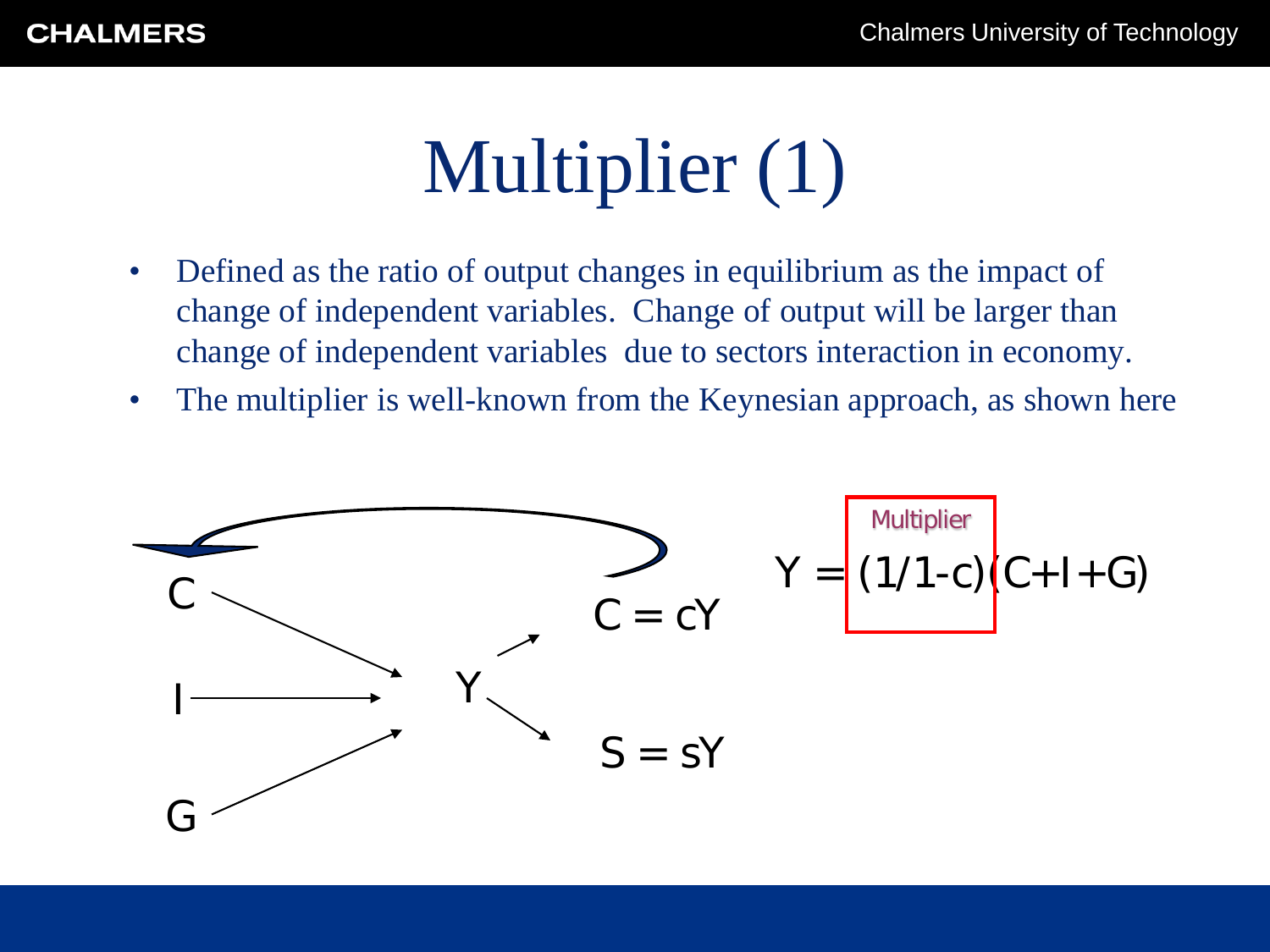# Multiplier (1)

- Defined as the ratio of output changes in equilibrium as the impact of change of independent variables. Change of output will be larger than change of independent variables due to sectors interaction in economy.
- The multiplier is well-known from the Keynesian approach, as shown here

C → Y

I → Y

G → Y

Y → $C = cY$

Y → $S = sY$

$C = cY$ → C

Multiplier

$$Y = (1/1\text{-}c)(C+I+G)$$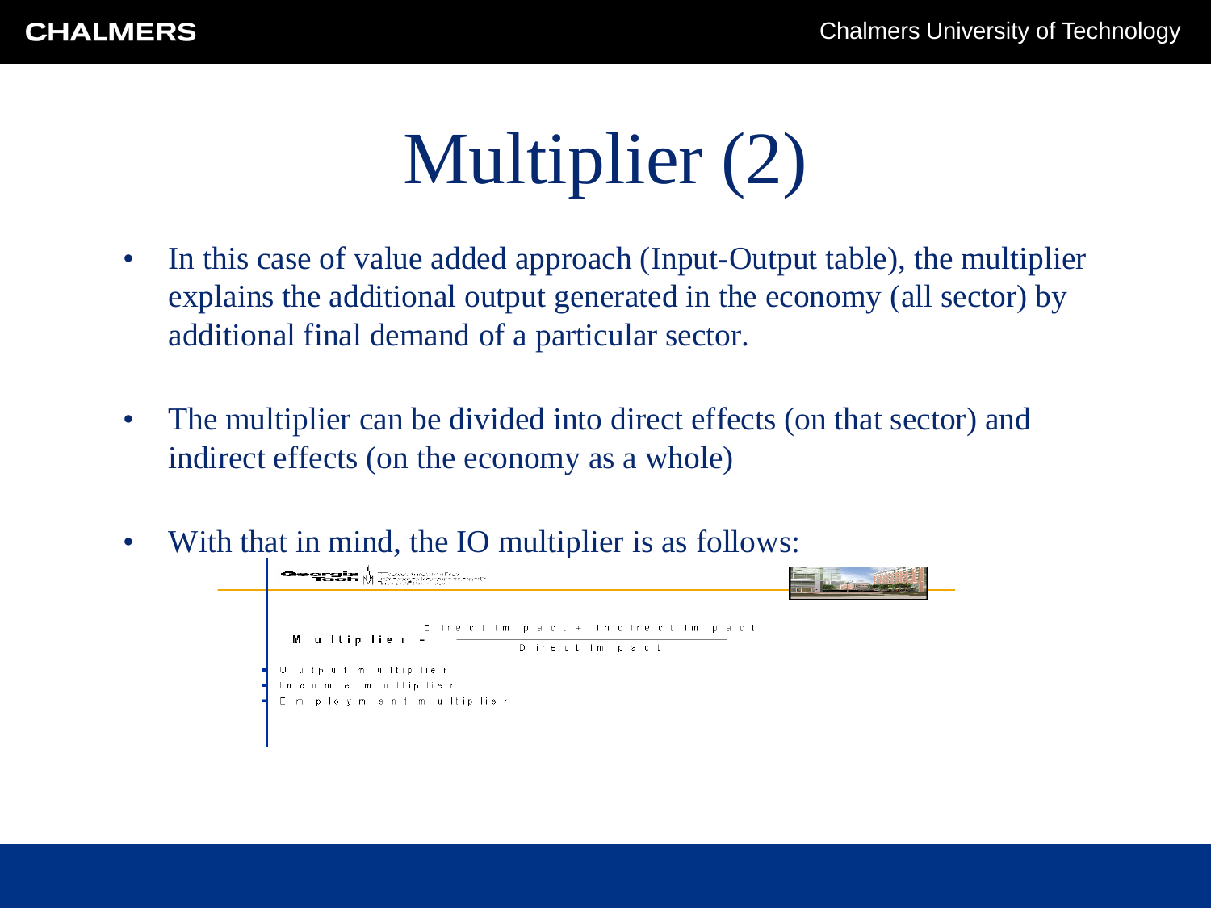# Multiplier (2)

- In this case of value added approach (Input-Output table), the multiplier explains the additional output generated in the economy (all sector) by additional final demand of a particular sector.
- The multiplier can be divided into direct effects (on that sector) and indirect effects (on the economy as a whole)
- With that in mind, the IO multiplier is as follows:

$$\textbf{Multiplier} = \frac{\text{Direct Impact} + \text{Indirect Impact}}{\text{Direct Impact}}$$

- Output multiplier
- Income multiplier
- Employment multiplier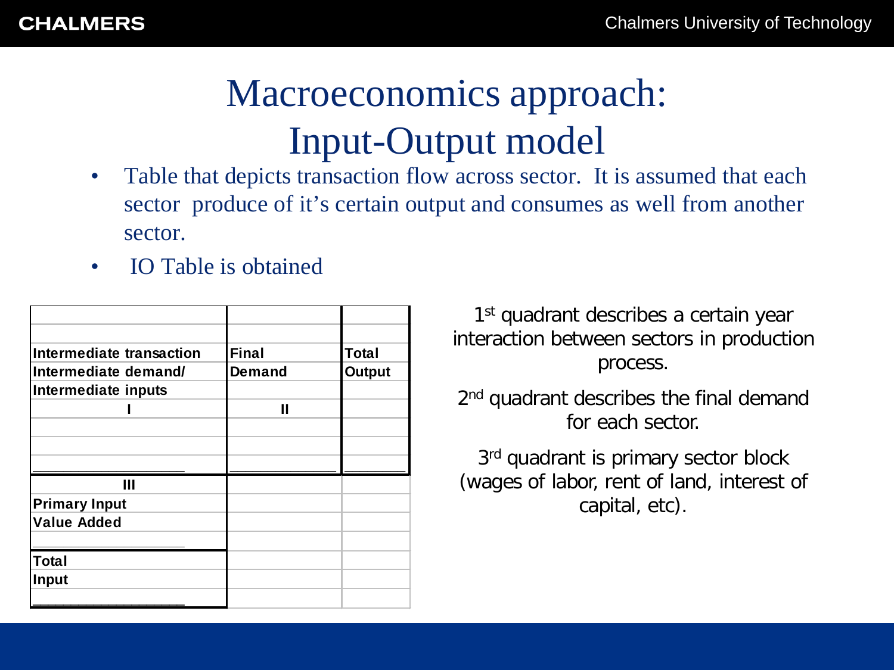# Macroeconomics approach: Input-Output model

- Table that depicts transaction flow across sector. It is assumed that each sector produce of it's certain output and consumes as well from another sector.
- IO Table is obtained

| Intermediate transaction Intermediate demand/ Intermediate inputs | Final Demand | Total Output |
|---|---|---|
| I | II | |
| III Primary Input Value Added | | |
| Total Input | | |

1st quadrant describes a certain year interaction between sectors in production process.

2nd quadrant describes the final demand for each sector.

3rd quadrant is primary sector block (wages of labor, rent of land, interest of capital, etc).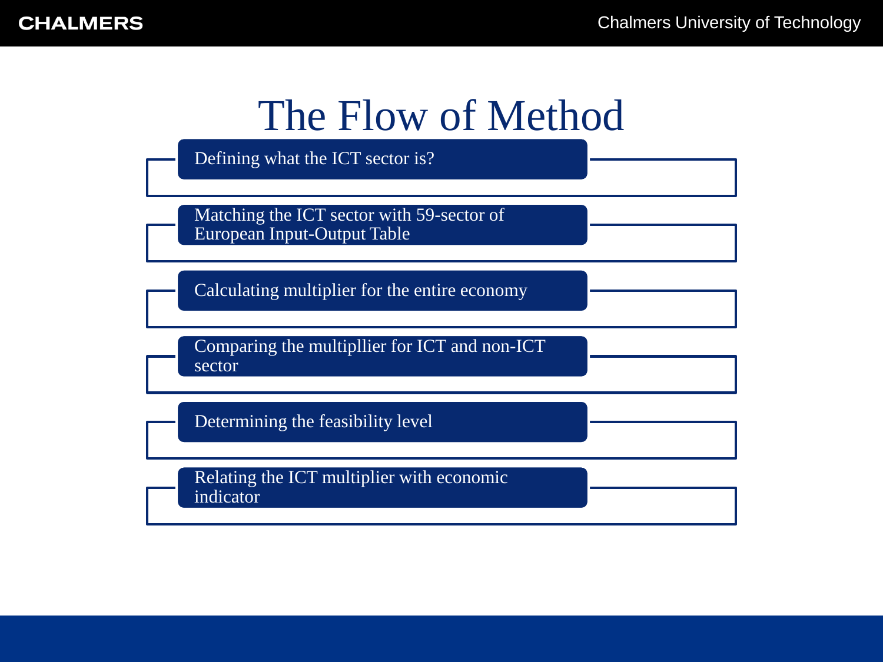# The Flow of Method

- Defining what the ICT sector is?
- Matching the ICT sector with 59-sector of European Input-Output Table
- Calculating multiplier for the entire economy
- Comparing the multipllier for ICT and non-ICT sector
- Determining the feasibility level
- Relating the ICT multiplier with economic indicator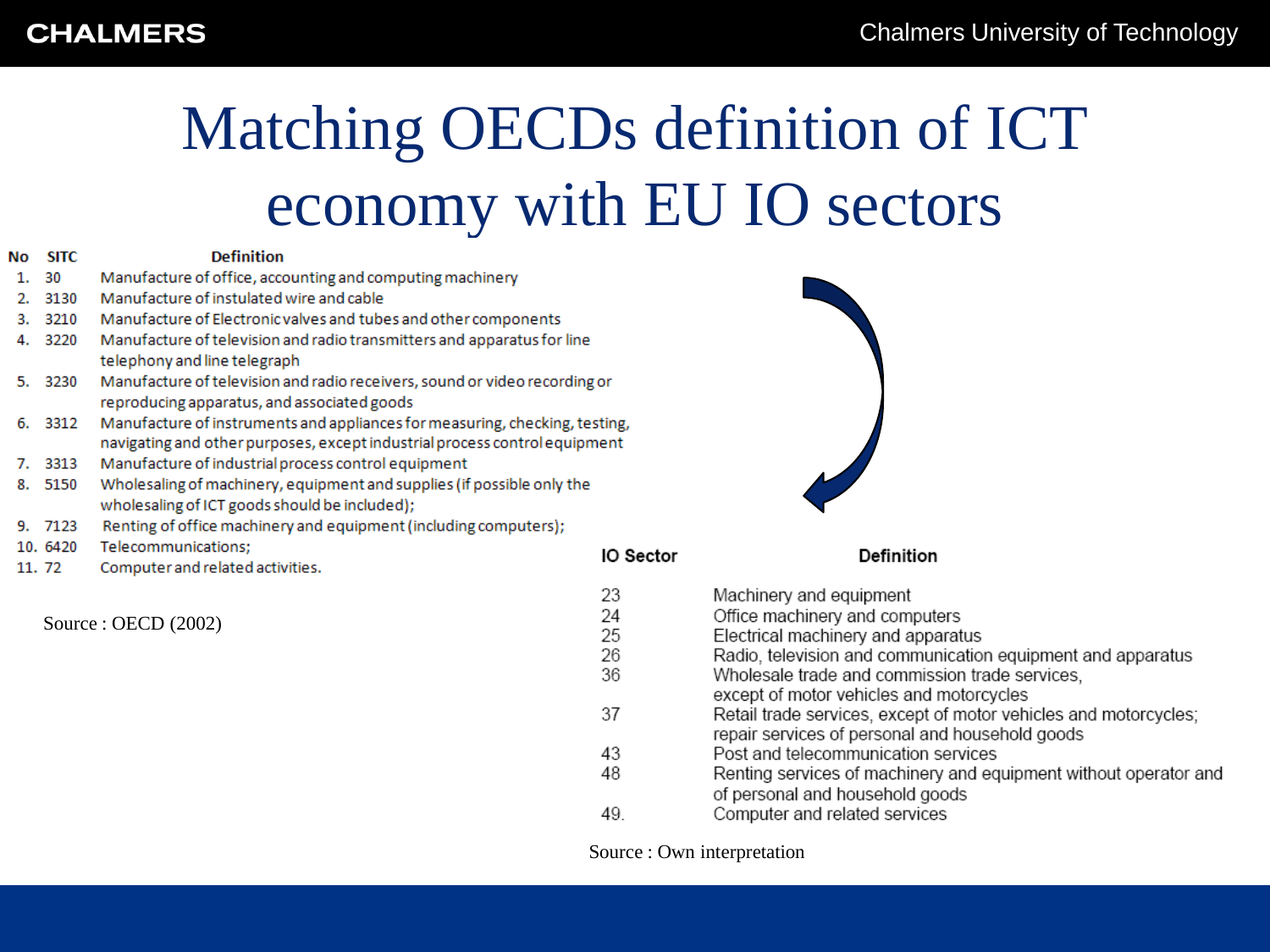# Matching OECDs definition of ICT economy with EU IO sectors

| No | SITC | Definition |
|---|---|---|
| 1. | 30 | Manufacture of office, accounting and computing machinery |
| 2. | 3130 | Manufacture of instulated wire and cable |
| 3. | 3210 | Manufacture of Electronic valves and tubes and other components |
| 4. | 3220 | Manufacture of television and radio transmitters and apparatus for line telephony and line telegraph |
| 5. | 3230 | Manufacture of television and radio receivers, sound or video recording or reproducing apparatus, and associated goods |
| 6. | 3312 | Manufacture of instruments and appliances for measuring, checking, testing, navigating and other purposes, except industrial process control equipment |
| 7. | 3313 | Manufacture of industrial process control equipment |
| 8. | 5150 | Wholesaling of machinery, equipment and supplies (if possible only the wholesaling of ICT goods should be included); |
| 9. | 7123 | Renting of office machinery and equipment (including computers); |
| 10. | 6420 | Telecommunications; |
| 11. | 72 | Computer and related activities. |

Source : OECD (2002)

| IO Sector | Definition |
|---|---|
| 23 | Machinery and equipment |
| 24 | Office machinery and computers |
| 25 | Electrical machinery and apparatus |
| 26 | Radio, television and communication equipment and apparatus |
| 36 | Wholesale trade and commission trade services, except of motor vehicles and motorcycles |
| 37 | Retail trade services, except of motor vehicles and motorcycles; repair services of personal and household goods |
| 43 | Post and telecommunication services |
| 48 | Renting services of machinery and equipment without operator and of personal and household goods |
| 49. | Computer and related services |

Source : Own interpretation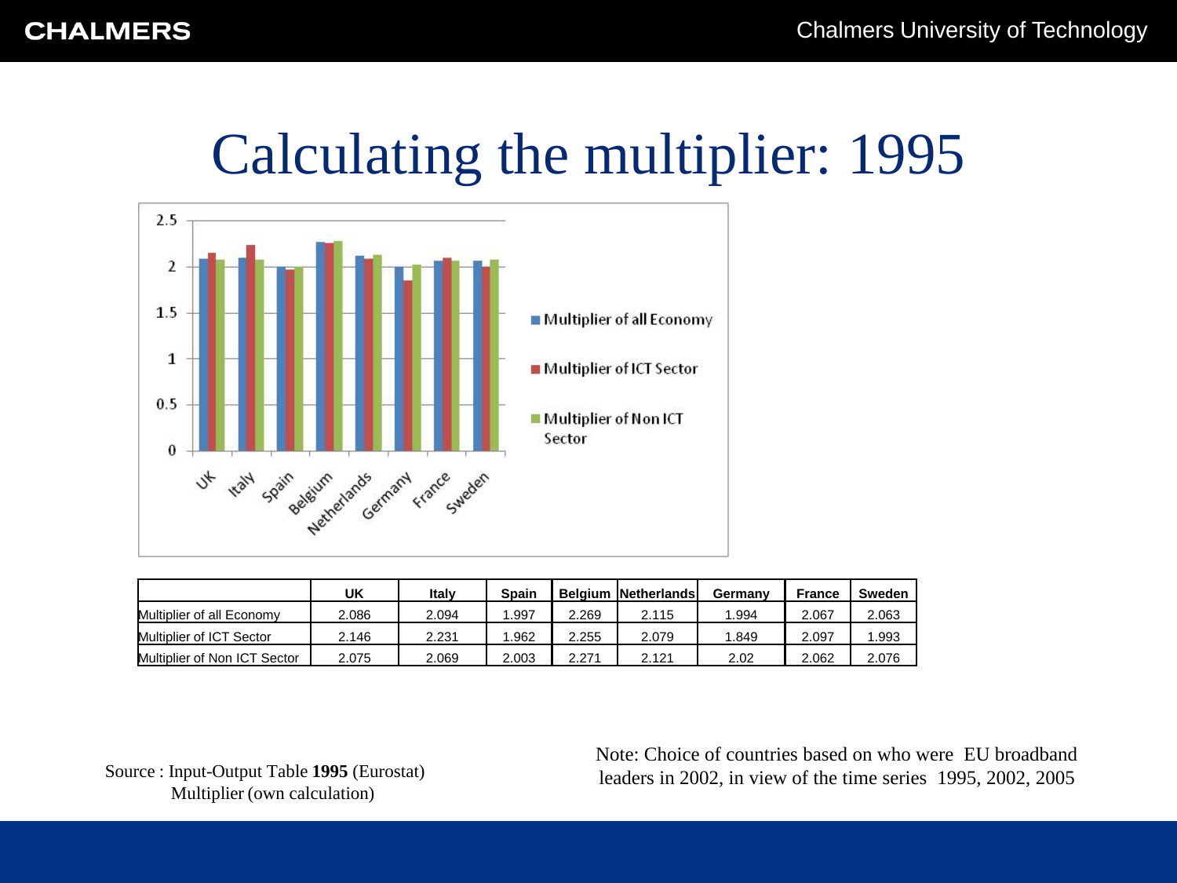# Calculating the multiplier: 1995

| | UK | Italy | Spain | Belgium | Netherlands | Germany | France | Sweden |
|---|---|---|---|---|---|---|---|---|
| Multiplier of all Economy | 2.086 | 2.094 | 1.997 | 2.269 | 2.115 | 1.994 | 2.067 | 2.063 |
| Multiplier of ICT Sector | 2.146 | 2.231 | 1.962 | 2.255 | 2.079 | 1.849 | 2.097 | 1.993 |
| Multiplier of Non ICT Sector | 2.075 | 2.069 | 2.003 | 2.271 | 2.121 | 2.02 | 2.062 | 2.076 |

Source : Input-Output Table **1995** (Eurostat)
Multiplier (own calculation)

Note: Choice of countries based on who were EU broadband leaders in 2002, in view of the time series 1995, 2002, 2005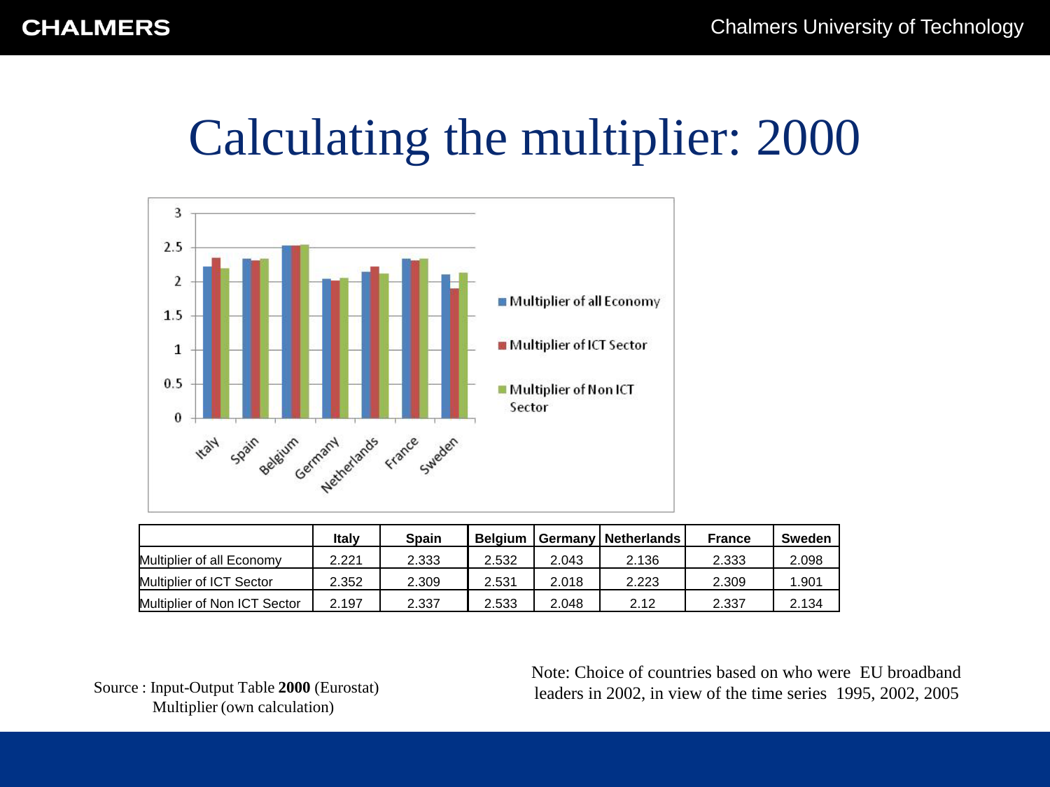# Calculating the multiplier: 2000

| | Italy | Spain | Belgium | Germany | Netherlands | France | Sweden |
|---|---|---|---|---|---|---|---|
| Multiplier of all Economy | 2.221 | 2.333 | 2.532 | 2.043 | 2.136 | 2.333 | 2.098 |
| Multiplier of ICT Sector | 2.352 | 2.309 | 2.531 | 2.018 | 2.223 | 2.309 | 1.901 |
| Multiplier of Non ICT Sector | 2.197 | 2.337 | 2.533 | 2.048 | 2.12 | 2.337 | 2.134 |

Source : Input-Output Table **2000** (Eurostat)
Multiplier (own calculation)

Note: Choice of countries based on who were EU broadband leaders in 2002, in view of the time series 1995, 2002, 2005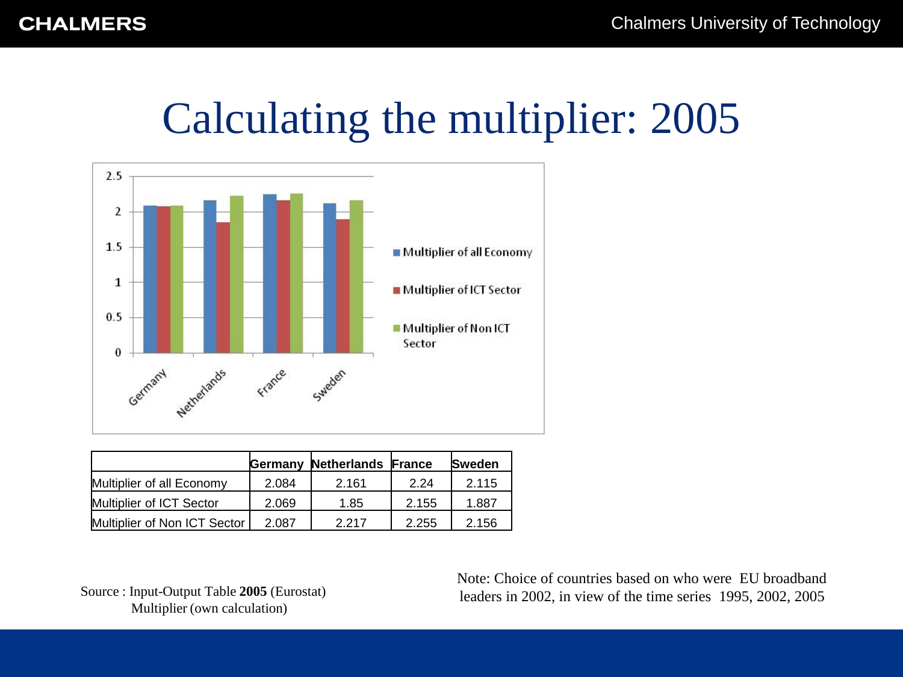# Calculating the multiplier: 2005

| | Germany | Netherlands | France | Sweden |
|---|---|---|---|---|
| Multiplier of all Economy | 2.084 | 2.161 | 2.24 | 2.115 |
| Multiplier of ICT Sector | 2.069 | 1.85 | 2.155 | 1.887 |
| Multiplier of Non ICT Sector | 2.087 | 2.217 | 2.255 | 2.156 |

Source : Input-Output Table **2005** (Eurostat)
Multiplier (own calculation)

Note: Choice of countries based on who were EU broadband leaders in 2002, in view of the time series 1995, 2002, 2005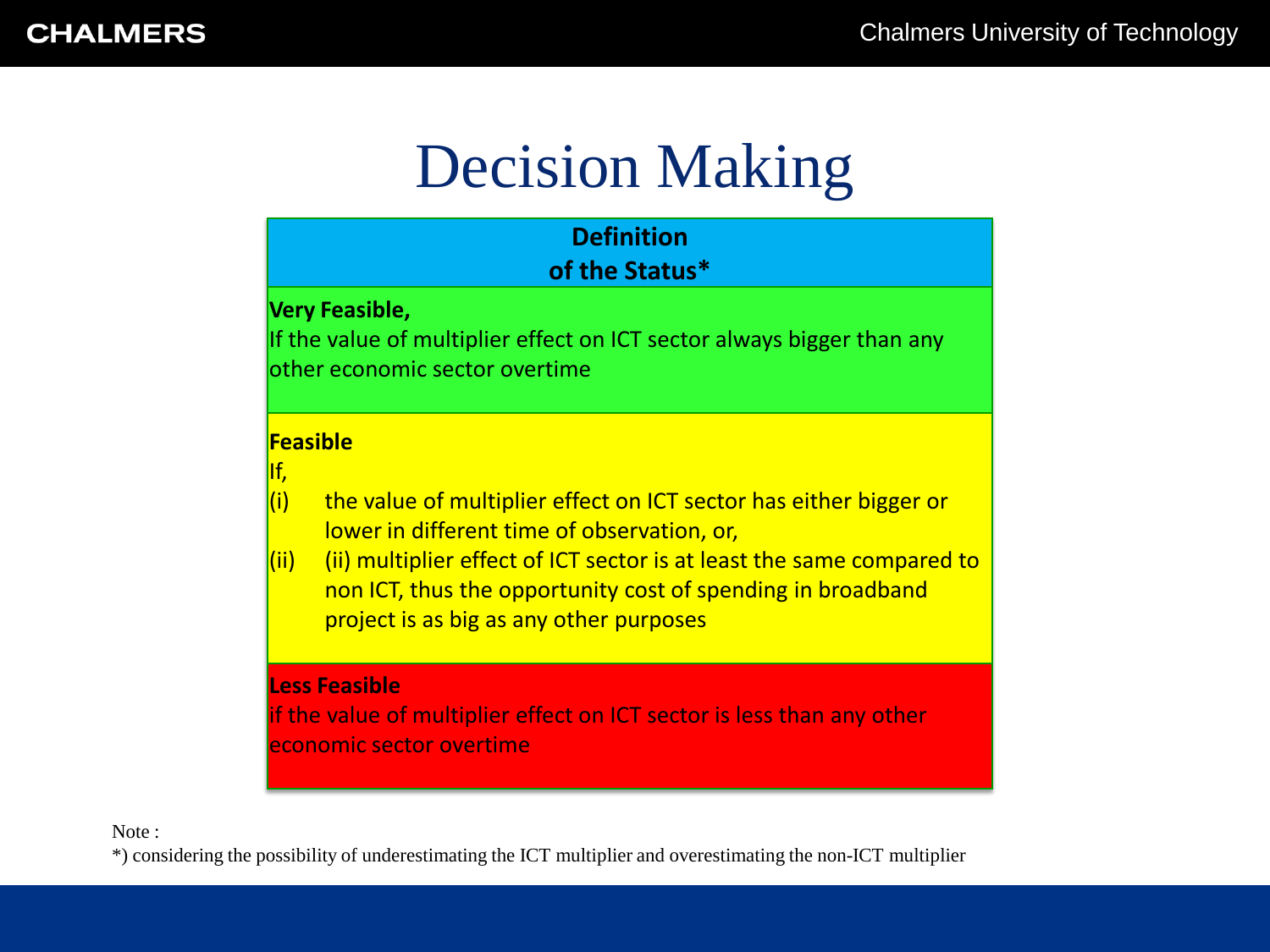# Decision Making

| Definition of the Status* |
| --- |
| **Very Feasible,** If the value of multiplier effect on ICT sector always bigger than any other economic sector overtime |
| **Feasible** If, (i) the value of multiplier effect on ICT sector has either bigger or lower in different time of observation, or, (ii) (ii) multiplier effect of ICT sector is at least the same compared to non ICT, thus the opportunity cost of spending in broadband project is as big as any other purposes |
| **Less Feasible** if the value of multiplier effect on ICT sector is less than any other economic sector overtime |

Note :

*) considering the possibility of underestimating the ICT multiplier and overestimating the non-ICT multiplier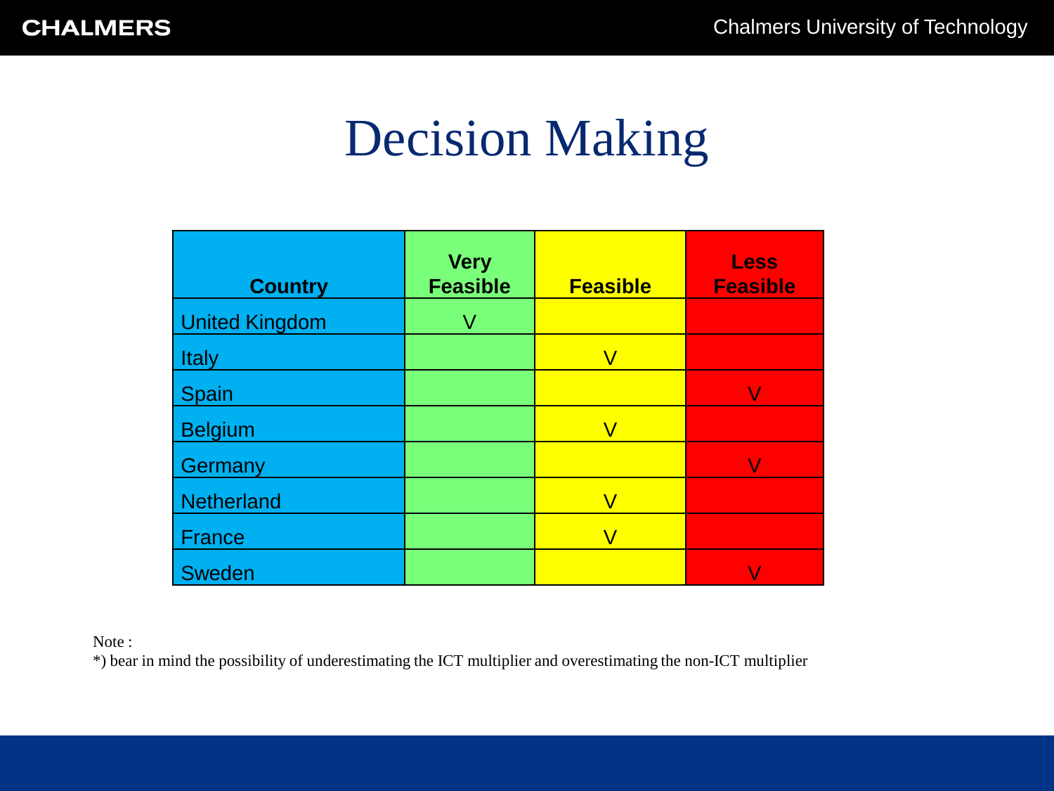# Decision Making

| Country | Very Feasible | Feasible | Less Feasible |
|---|---|---|---|
| United Kingdom | V | | |
| Italy | | V | |
| Spain | | | V |
| Belgium | | V | |
| Germany | | | V |
| Netherland | | V | |
| France | | V | |
| Sweden | | | V |

Note :
*) bear in mind the possibility of underestimating the ICT multiplier and overestimating the non-ICT multiplier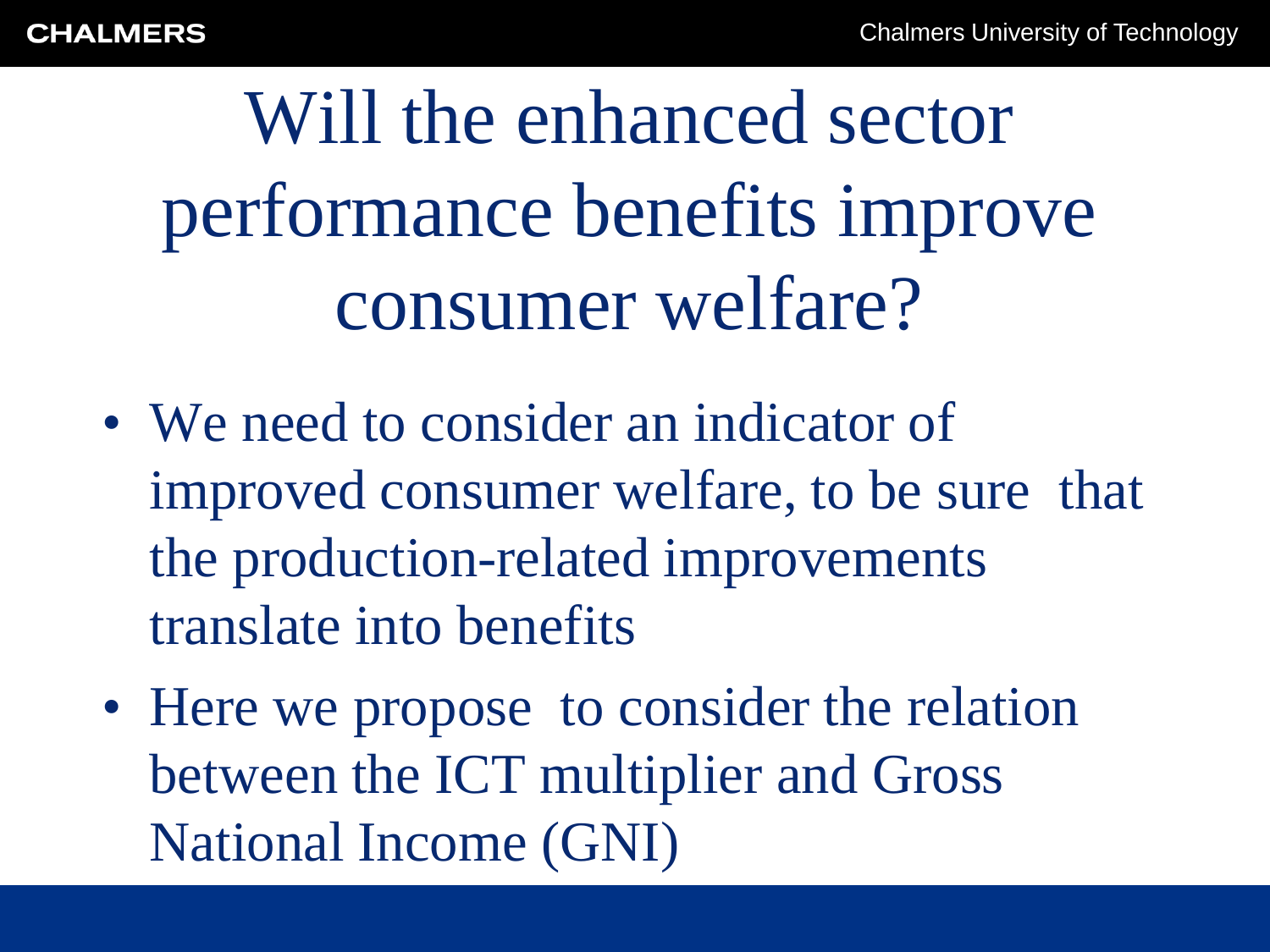# Will the enhanced sector performance benefits improve consumer welfare?

- We need to consider an indicator of improved consumer welfare, to be sure that the production-related improvements translate into benefits
- Here we propose to consider the relation between the ICT multiplier and Gross National Income (GNI)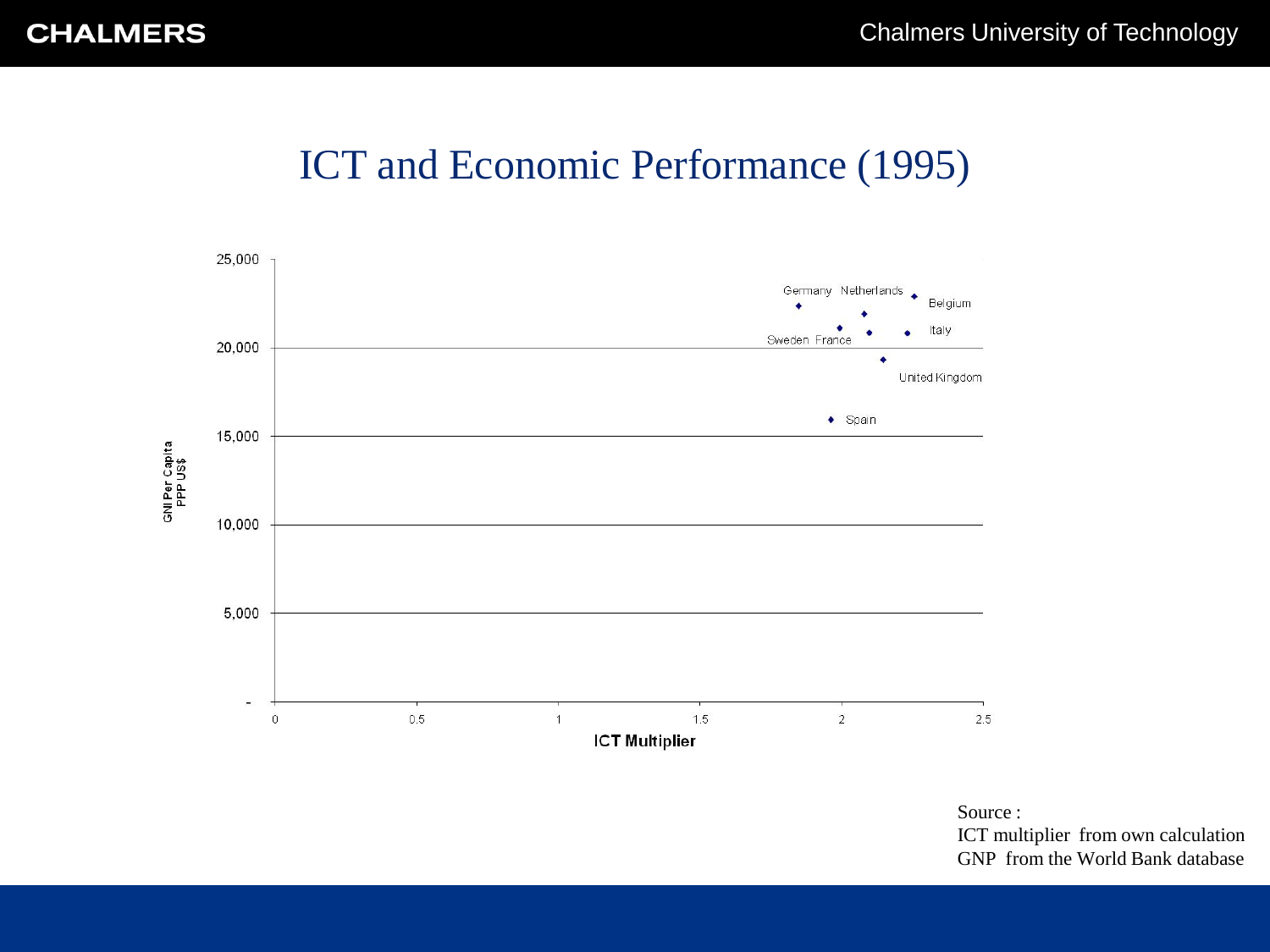# ICT and Economic Performance (1995)

GNI Per Capita PPP US$

25,000
20,000
15,000
10,000
5,000
-

0 0.5 1 1.5 2 2.5

ICT Multiplier

Germany Netherlands Belgium Italy Sweden France United Kingdom Spain

Source :
ICT multiplier from own calculation
GNP from the World Bank database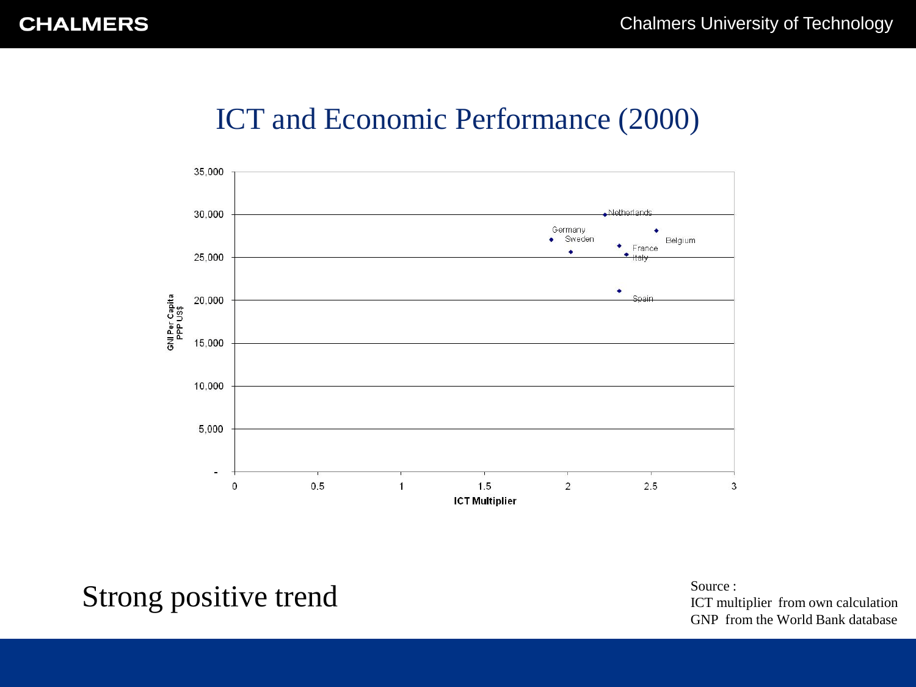# ICT and Economic Performance (2000)

Strong positive trend

Source :
ICT multiplier from own calculation
GNP from the World Bank database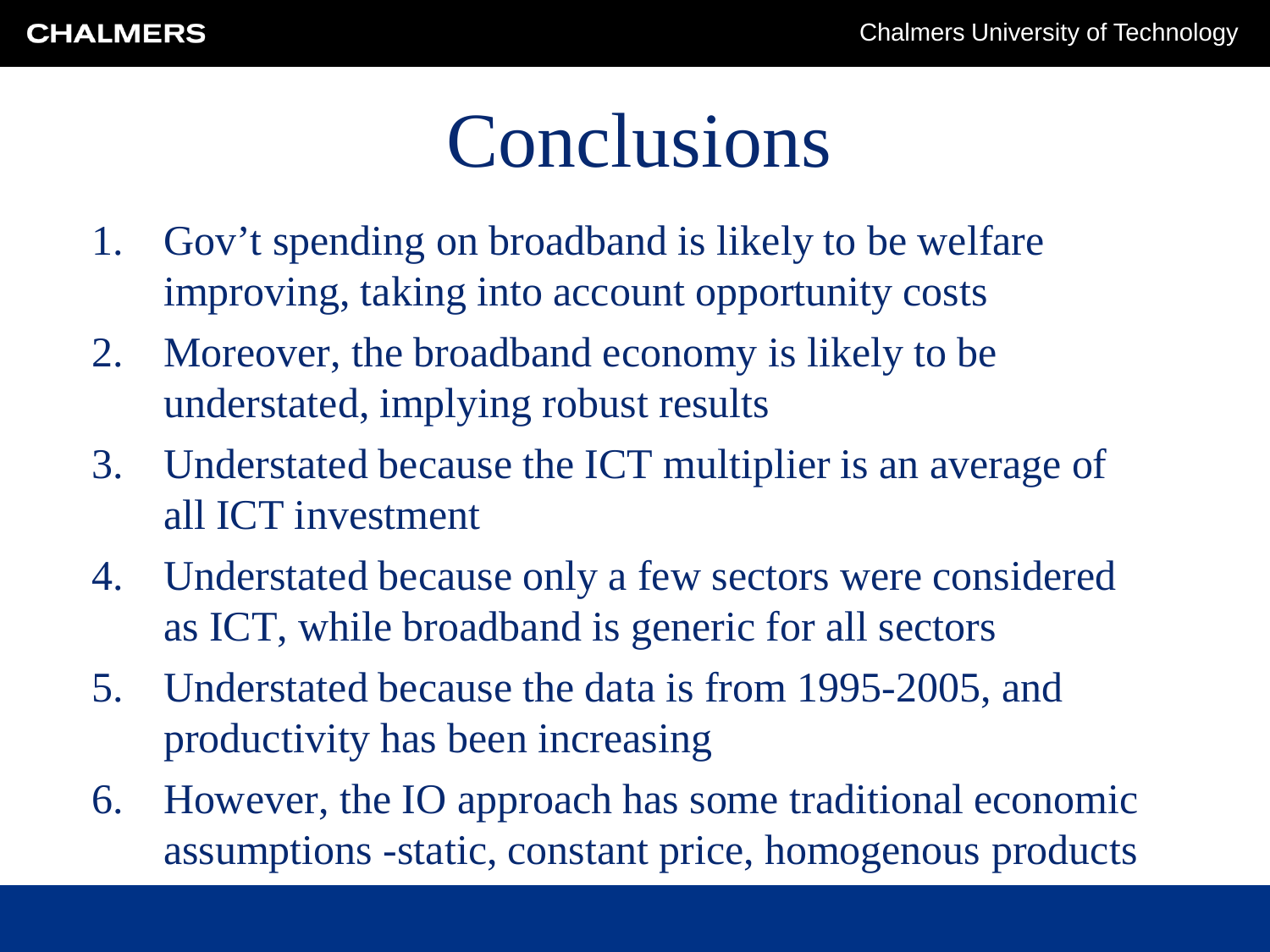# Conclusions

1. Gov't spending on broadband is likely to be welfare improving, taking into account opportunity costs
2. Moreover, the broadband economy is likely to be understated, implying robust results
3. Understated because the ICT multiplier is an average of all ICT investment
4. Understated because only a few sectors were considered as ICT, while broadband is generic for all sectors
5. Understated because the data is from 1995-2005, and productivity has been increasing
6. However, the IO approach has some traditional economic assumptions -static, constant price, homogenous products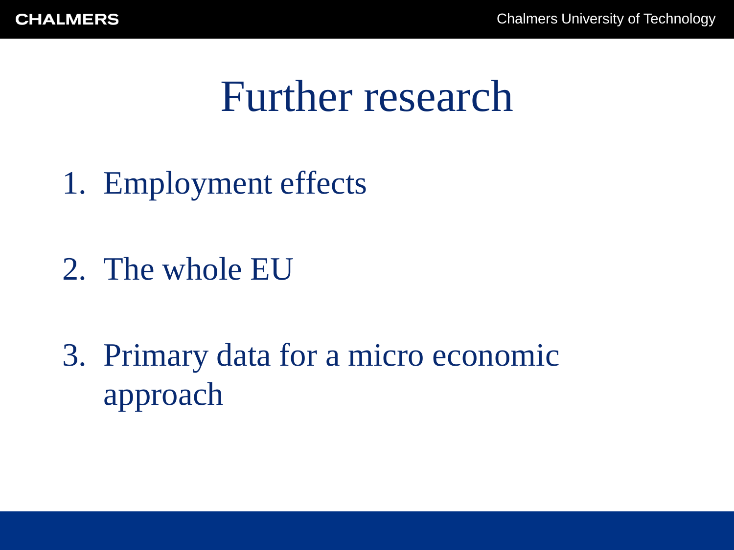# Further research

1. Employment effects

2. The whole EU

3. Primary data for a micro economic approach